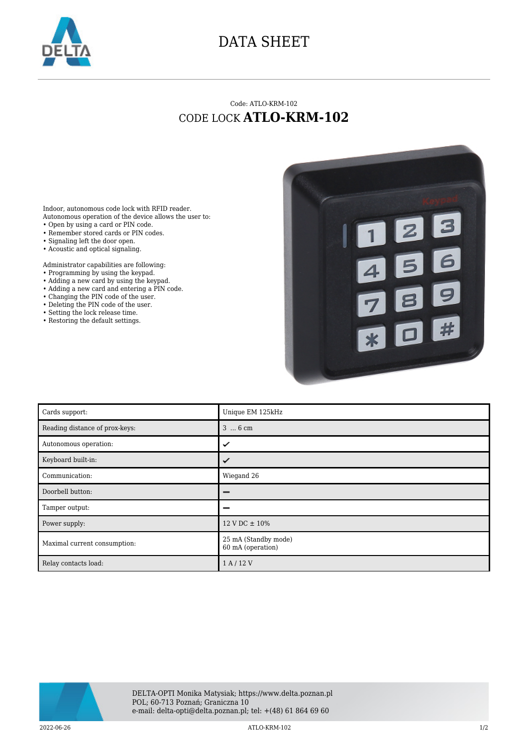# DATA SHEET

Code: ATLO-KRM-102

## CODE LOCK **ATLO-KRM-102**

Indoor, autonomous code lock with RFID reader.
Autonomous operation of the device allows the user to:

- Open by using a card or PIN code.
- Remember stored cards or PIN codes.
- Signaling left the door open.
- Acoustic and optical signaling.

Administrator capabilities are following:

- Programming by using the keypad.
- Adding a new card by using the keypad.
- Adding a new card and entering a PIN code.
- Changing the PIN code of the user.
- Deleting the PIN code of the user.
- Setting the lock release time.
- Restoring the default settings.

| | |
|---|---|
| Cards support: | Unique EM 125kHz |
| Reading distance of prox-keys: | 3 ... 6 cm |
| Autonomous operation: | ✔ |
| Keyboard built-in: | ✔ |
| Communication: | Wiegand 26 |
| Doorbell button: | – |
| Tamper output: | – |
| Power supply: | 12 V DC ± 10% |
| Maximal current consumption: | 25 mA (Standby mode)<br>60 mA (operation) |
| Relay contacts load: | 1 A / 12 V |

DELTA-OPTI Monika Matysiak; https://www.delta.poznan.pl
POL; 60-713 Poznań; Graniczna 10
e-mail: delta-opti@delta.poznan.pl; tel: +(48) 61 864 69 60

2022-06-26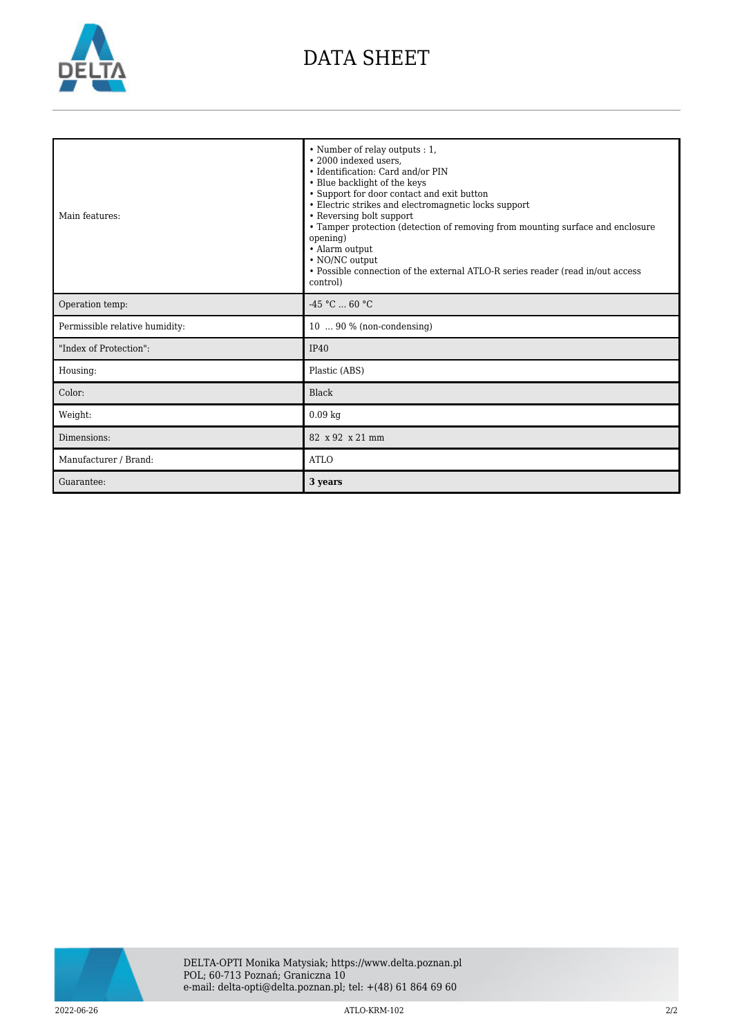# DATA SHEET

| | |
|---|---|
| Main features: | • Number of relay outputs : 1,<br>• 2000 indexed users,<br>• Identification: Card and/or PIN<br>• Blue backlight of the keys<br>• Support for door contact and exit button<br>• Electric strikes and electromagnetic locks support<br>• Reversing bolt support<br>• Tamper protection (detection of removing from mounting surface and enclosure opening)<br>• Alarm output<br>• NO/NC output<br>• Possible connection of the external ATLO-R series reader (read in/out access control) |
| Operation temp: | -45 °C ... 60 °C |
| Permissible relative humidity: | 10 ... 90 % (non-condensing) |
| "Index of Protection": | IP40 |
| Housing: | Plastic (ABS) |
| Color: | Black |
| Weight: | 0.09 kg |
| Dimensions: | 82 x 92 x 21 mm |
| Manufacturer / Brand: | ATLO |
| Guarantee: | **3 years** |

DELTA-OPTI Monika Matysiak; https://www.delta.poznan.pl
POL; 60-713 Poznań; Graniczna 10
e-mail: delta-opti@delta.poznan.pl; tel: +(48) 61 864 69 60

2022-06-26 ATLO-KRM-102